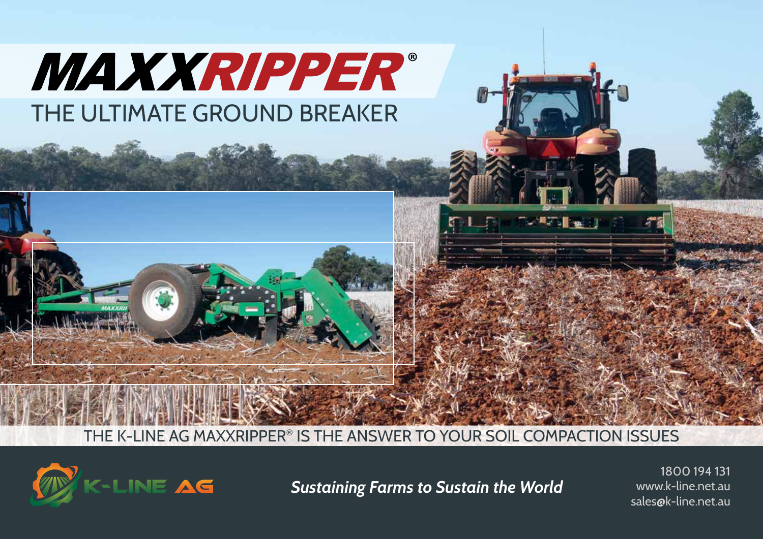# MAXXRIPPER®

## THE ULTIMATE GROUND BREAKER

THE K-LINE AG MAXXRIPPER® IS THE ANSWER TO YOUR SOIL COMPACTION ISSUES

K-LINE AG

*Sustaining Farms to Sustain the World*

1800 194 131
www.k-line.net.au
sales@k-line.net.au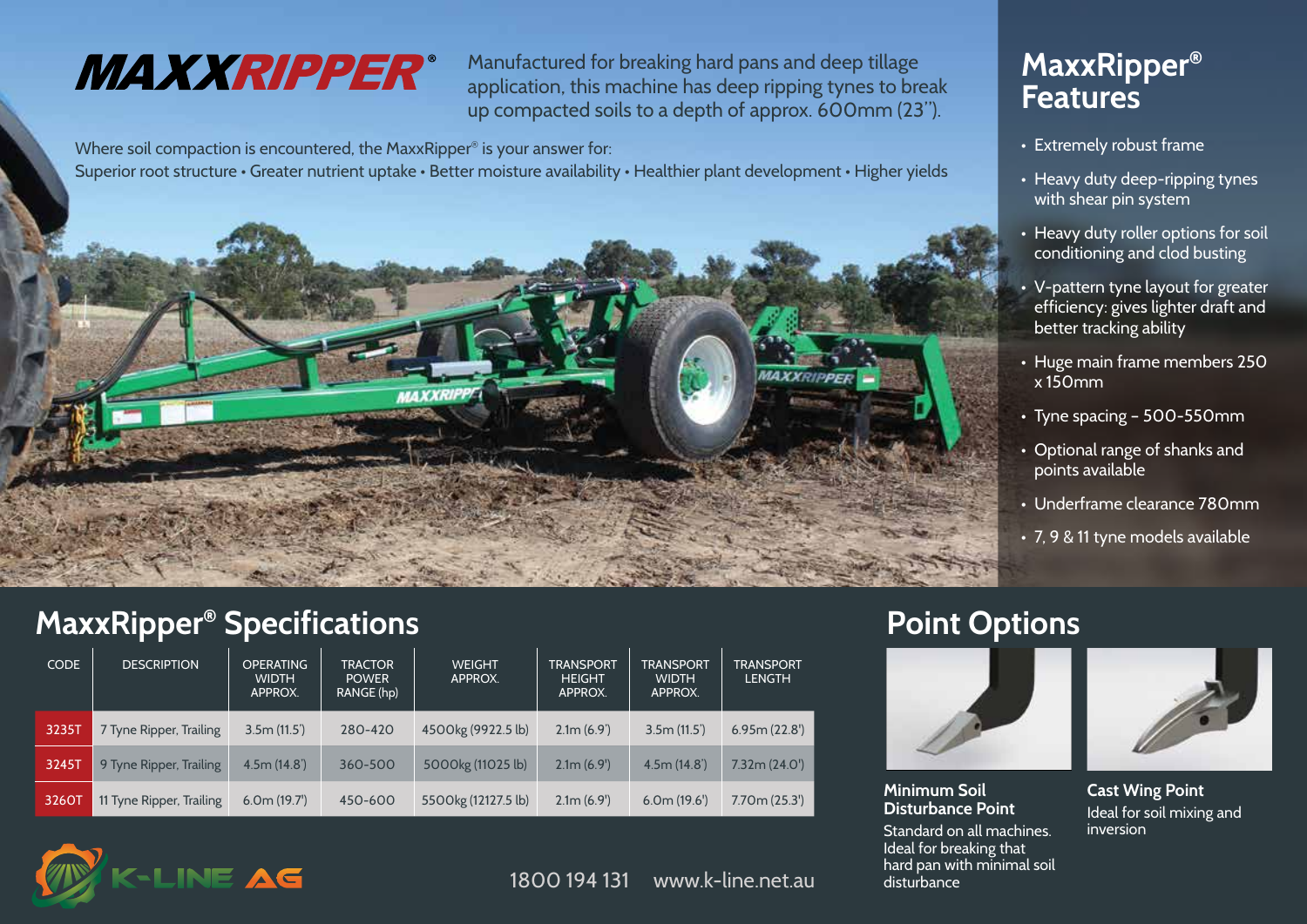# MAXXRIPPER®

Manufactured for breaking hard pans and deep tillage application, this machine has deep ripping tynes to break up compacted soils to a depth of approx. 600mm (23").

Where soil compaction is encountered, the MaxxRipper® is your answer for:
Superior root structure • Greater nutrient uptake • Better moisture availability • Healthier plant development • Higher yields

## MaxxRipper® Features

- Extremely robust frame
- Heavy duty deep-ripping tynes with shear pin system
- Heavy duty roller options for soil conditioning and clod busting
- V-pattern tyne layout for greater efficiency: gives lighter draft and better tracking ability
- Huge main frame members 250 x 150mm
- Tyne spacing – 500-550mm
- Optional range of shanks and points available
- Underframe clearance 780mm
- 7, 9 & 11 tyne models available

## MaxxRipper® Specifications

| CODE | DESCRIPTION | OPERATING WIDTH APPROX. | TRACTOR POWER RANGE (hp) | WEIGHT APPROX. | TRANSPORT HEIGHT APPROX. | TRANSPORT WIDTH APPROX. | TRANSPORT LENGTH |
|---|---|---|---|---|---|---|---|
| 3235T | 7 Tyne Ripper, Trailing | 3.5m (11.5') | 280-420 | 4500kg (9922.5 lb) | 2.1m (6.9') | 3.5m (11.5') | 6.95m (22.8') |
| 3245T | 9 Tyne Ripper, Trailing | 4.5m (14.8') | 360-500 | 5000kg (11025 lb) | 2.1m (6.9') | 4.5m (14.8') | 7.32m (24.0') |
| 3260T | 11 Tyne Ripper, Trailing | 6.0m (19.7') | 450-600 | 5500kg (12127.5 lb) | 2.1m (6.9') | 6.0m (19.6') | 7.70m (25.3') |

## Point Options

**Minimum Soil Disturbance Point**
Standard on all machines. Ideal for breaking that hard pan with minimal soil disturbance

**Cast Wing Point**
Ideal for soil mixing and inversion

K-LINE AG

1800 194 131 www.k-line.net.au